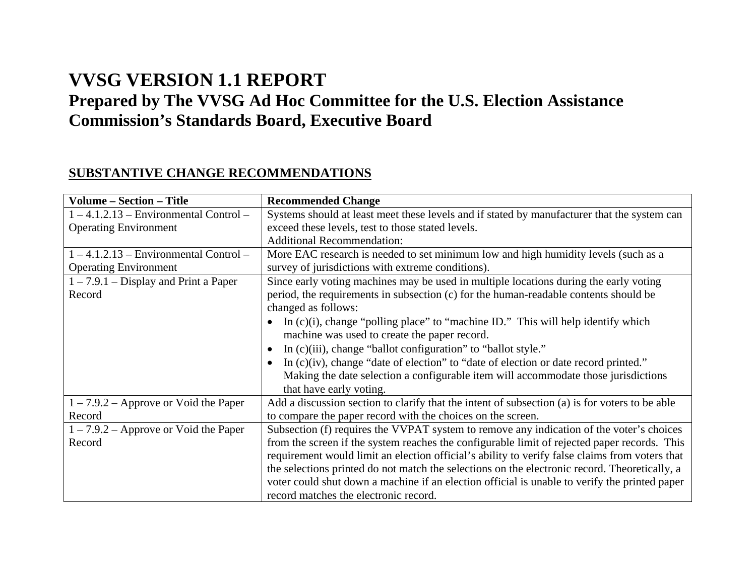# VVSG VERSION 1.1 REPORT

## Prepared by The VVSG Ad Hoc Committee for the U.S. Election Assistance Commission's Standards Board, Executive Board

### SUBSTANTIVE CHANGE RECOMMENDATIONS

| Volume – Section – Title | Recommended Change |
|---|---|
| 1 – 4.1.2.13 – Environmental Control – Operating Environment | Systems should at least meet these levels and if stated by manufacturer that the system can exceed these levels, test to those stated levels.<br>Additional Recommendation: |
| 1 – 4.1.2.13 – Environmental Control – Operating Environment | More EAC research is needed to set minimum low and high humidity levels (such as a survey of jurisdictions with extreme conditions). |
| 1 – 7.9.1 – Display and Print a Paper Record | Since early voting machines may be used in multiple locations during the early voting period, the requirements in subsection (c) for the human-readable contents should be changed as follows:<br>• In (c)(i), change "polling place" to "machine ID." This will help identify which machine was used to create the paper record.<br>• In (c)(iii), change "ballot configuration" to "ballot style."<br>• In (c)(iv), change "date of election" to "date of election or date record printed." Making the date selection a configurable item will accommodate those jurisdictions that have early voting. |
| 1 – 7.9.2 – Approve or Void the Paper Record | Add a discussion section to clarify that the intent of subsection (a) is for voters to be able to compare the paper record with the choices on the screen. |
| 1 – 7.9.2 – Approve or Void the Paper Record | Subsection (f) requires the VVPAT system to remove any indication of the voter's choices from the screen if the system reaches the configurable limit of rejected paper records. This requirement would limit an election official's ability to verify false claims from voters that the selections printed do not match the selections on the electronic record. Theoretically, a voter could shut down a machine if an election official is unable to verify the printed paper record matches the electronic record. |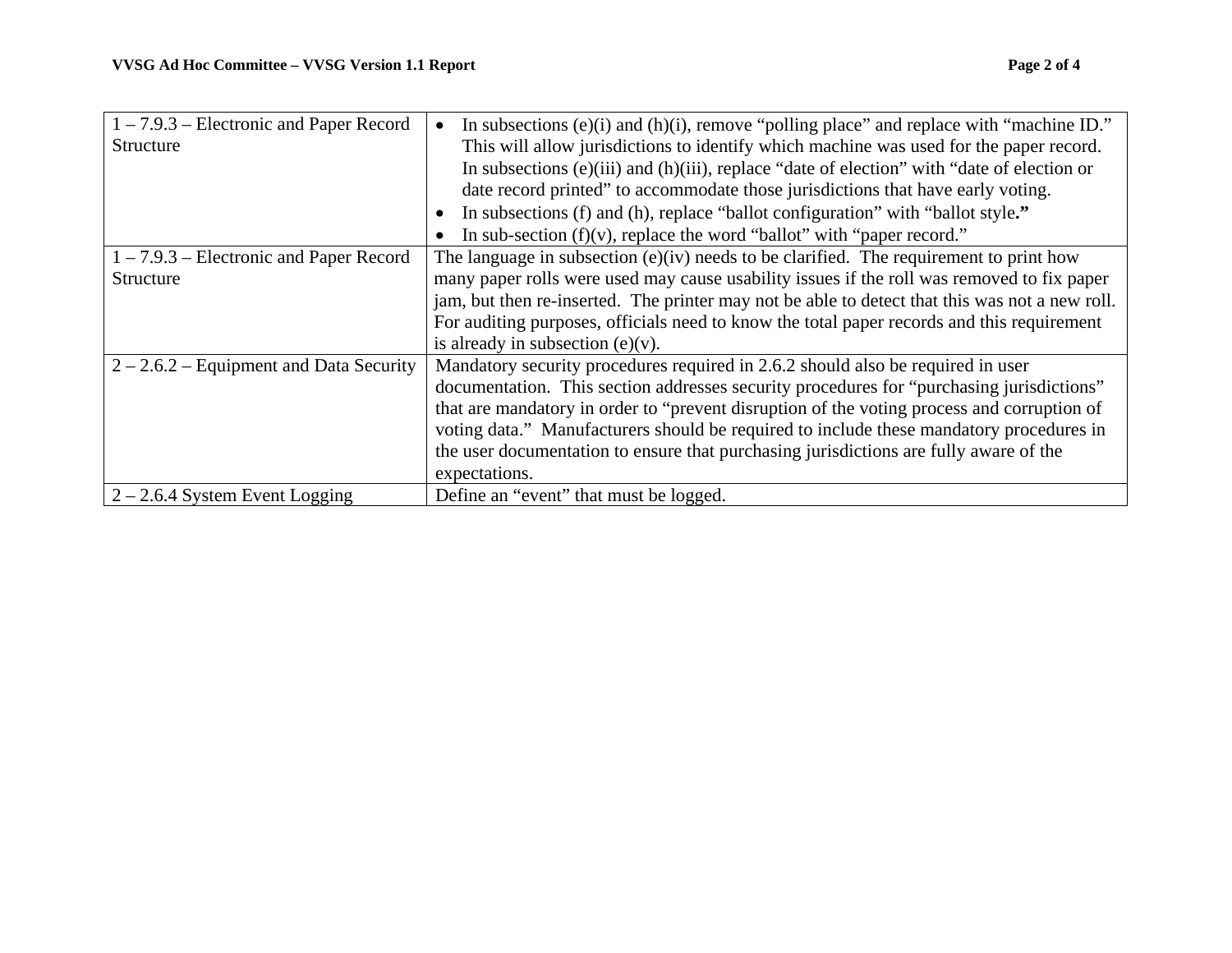| | |
|---|---|
| 1 – 7.9.3 – Electronic and Paper Record Structure | • In subsections (e)(i) and (h)(i), remove “polling place” and replace with “machine ID.” This will allow jurisdictions to identify which machine was used for the paper record. In subsections (e)(iii) and (h)(iii), replace “date of election” with “date of election or date record printed” to accommodate those jurisdictions that have early voting.<br>• In subsections (f) and (h), replace “ballot configuration” with “ballot style**.”**<br>• In sub-section (f)(v), replace the word “ballot” with “paper record.” |
| 1 – 7.9.3 – Electronic and Paper Record Structure | The language in subsection (e)(iv) needs to be clarified. The requirement to print how many paper rolls were used may cause usability issues if the roll was removed to fix paper jam, but then re-inserted. The printer may not be able to detect that this was not a new roll. For auditing purposes, officials need to know the total paper records and this requirement is already in subsection (e)(v). |
| 2 – 2.6.2 – Equipment and Data Security | Mandatory security procedures required in 2.6.2 should also be required in user documentation. This section addresses security procedures for “purchasing jurisdictions” that are mandatory in order to “prevent disruption of the voting process and corruption of voting data.” Manufacturers should be required to include these mandatory procedures in the user documentation to ensure that purchasing jurisdictions are fully aware of the expectations. |
| 2 – 2.6.4 System Event Logging | Define an “event” that must be logged. |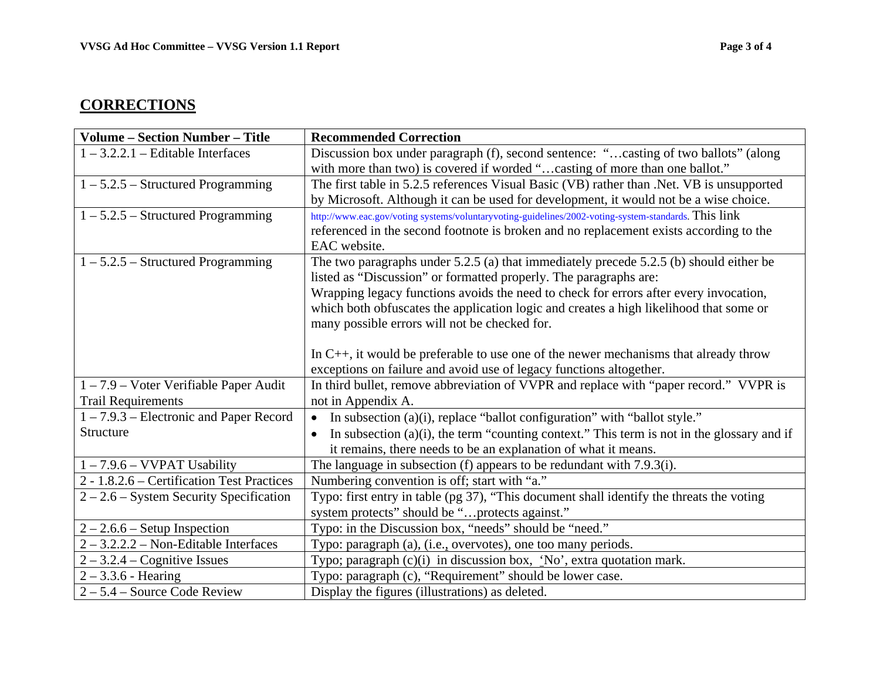## CORRECTIONS

| Volume – Section Number – Title | Recommended Correction |
|---|---|
| 1 – 3.2.2.1 – Editable Interfaces | Discussion box under paragraph (f), second sentence: "…casting of two ballots" (along with more than two) is covered if worded "…casting of more than one ballot." |
| 1 – 5.2.5 – Structured Programming | The first table in 5.2.5 references Visual Basic (VB) rather than .Net. VB is unsupported by Microsoft. Although it can be used for development, it would not be a wise choice. |
| 1 – 5.2.5 – Structured Programming | http://www.eac.gov/voting systems/voluntaryvoting-guidelines/2002-voting-system-standards. This link referenced in the second footnote is broken and no replacement exists according to the EAC website. |
| 1 – 5.2.5 – Structured Programming | The two paragraphs under 5.2.5 (a) that immediately precede 5.2.5 (b) should either be listed as "Discussion" or formatted properly. The paragraphs are:<br>Wrapping legacy functions avoids the need to check for errors after every invocation, which both obfuscates the application logic and creates a high likelihood that some or many possible errors will not be checked for.<br><br>In C++, it would be preferable to use one of the newer mechanisms that already throw exceptions on failure and avoid use of legacy functions altogether. |
| 1 – 7.9 – Voter Verifiable Paper Audit Trail Requirements | In third bullet, remove abbreviation of VVPR and replace with "paper record." VVPR is not in Appendix A. |
| 1 – 7.9.3 – Electronic and Paper Record Structure | • In subsection (a)(i), replace "ballot configuration" with "ballot style."<br>• In subsection (a)(i), the term "counting context." This term is not in the glossary and if it remains, there needs to be an explanation of what it means. |
| 1 – 7.9.6 – VVPAT Usability | The language in subsection (f) appears to be redundant with 7.9.3(i). |
| 2 - 1.8.2.6 – Certification Test Practices | Numbering convention is off; start with "a." |
| 2 – 2.6 – System Security Specification | Typo: first entry in table (pg 37), "This document shall identify the threats the voting system protects" should be "…protects against." |
| 2 – 2.6.6 – Setup Inspection | Typo: in the Discussion box, "needs" should be "need." |
| 2 – 3.2.2.2 – Non-Editable Interfaces | Typo: paragraph (a), (i.e., overvotes), one too many periods. |
| 2 – 3.2.4 – Cognitive Issues | Typo; paragraph (c)(i) in discussion box, 'No', extra quotation mark. |
| 2 – 3.3.6 - Hearing | Typo: paragraph (c), "Requirement" should be lower case. |
| 2 – 5.4 – Source Code Review | Display the figures (illustrations) as deleted. |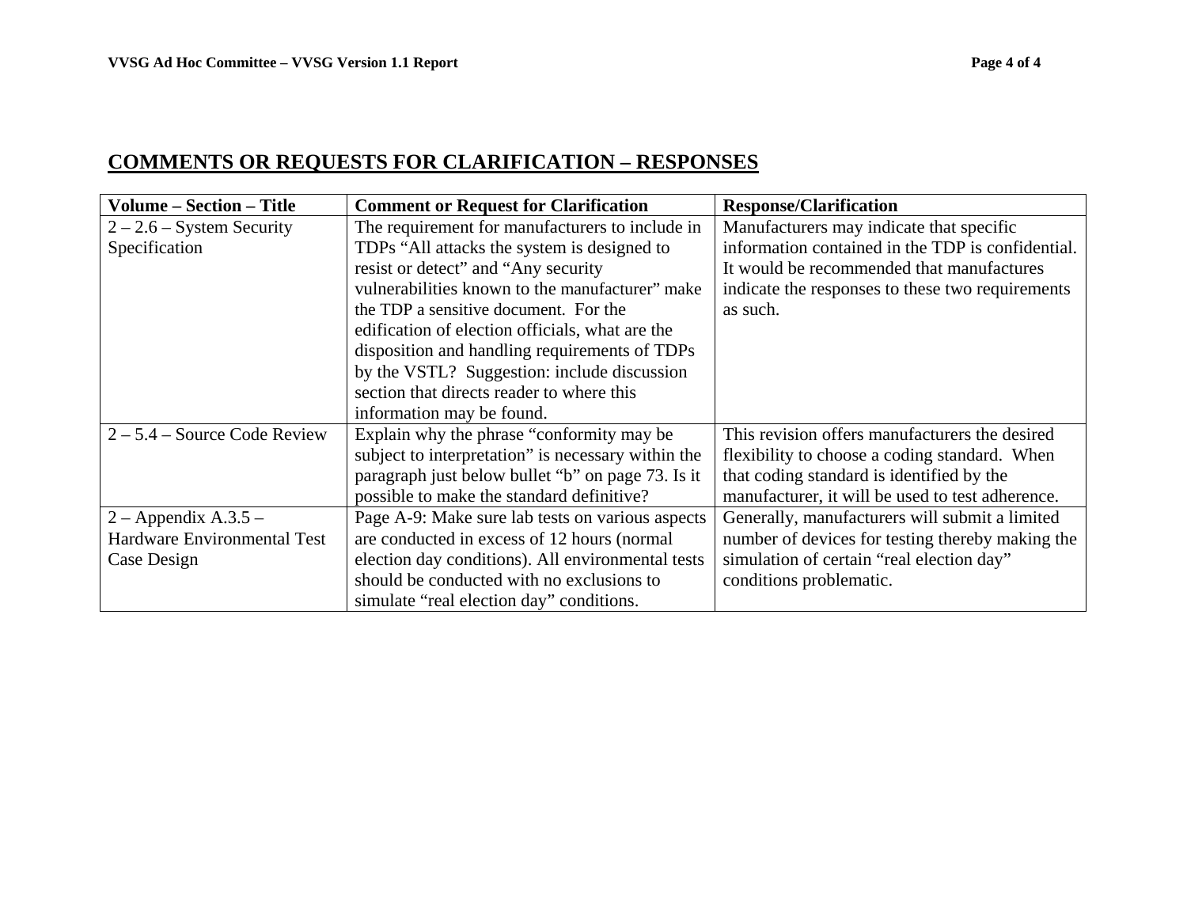## COMMENTS OR REQUESTS FOR CLARIFICATION – RESPONSES

| Volume – Section – Title | Comment or Request for Clarification | Response/Clarification |
|---|---|---|
| 2 – 2.6 – System Security Specification | The requirement for manufacturers to include in TDPs "All attacks the system is designed to resist or detect" and "Any security vulnerabilities known to the manufacturer" make the TDP a sensitive document. For the edification of election officials, what are the disposition and handling requirements of TDPs by the VSTL? Suggestion: include discussion section that directs reader to where this information may be found. | Manufacturers may indicate that specific information contained in the TDP is confidential. It would be recommended that manufactures indicate the responses to these two requirements as such. |
| 2 – 5.4 – Source Code Review | Explain why the phrase "conformity may be subject to interpretation" is necessary within the paragraph just below bullet "b" on page 73. Is it possible to make the standard definitive? | This revision offers manufacturers the desired flexibility to choose a coding standard. When that coding standard is identified by the manufacturer, it will be used to test adherence. |
| 2 – Appendix A.3.5 – Hardware Environmental Test Case Design | Page A-9: Make sure lab tests on various aspects are conducted in excess of 12 hours (normal election day conditions). All environmental tests should be conducted with no exclusions to simulate "real election day" conditions. | Generally, manufacturers will submit a limited number of devices for testing thereby making the simulation of certain "real election day" conditions problematic. |